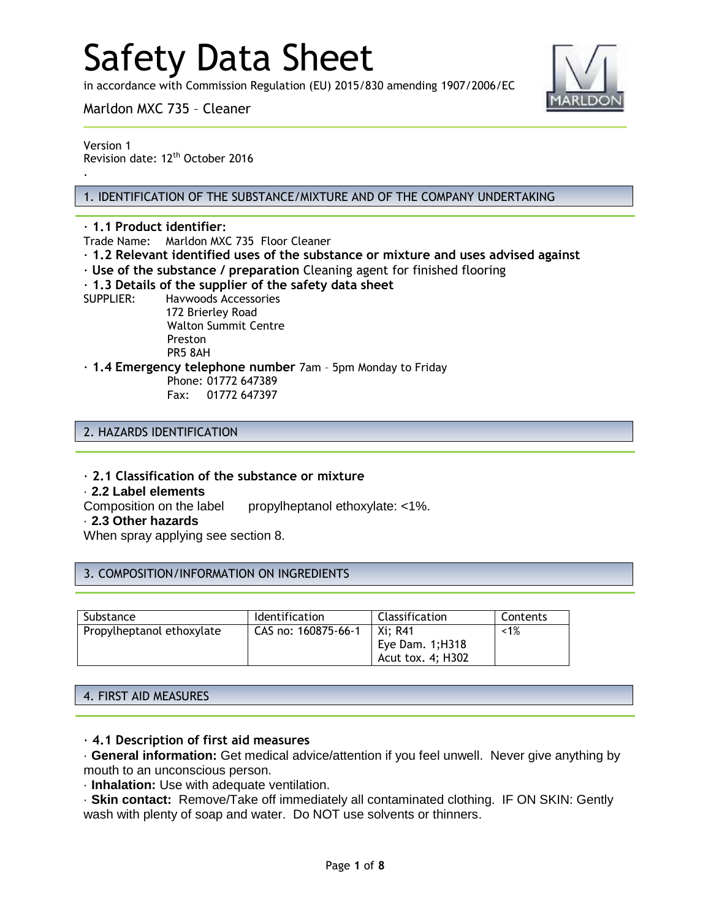# Safety Data Sheet

in accordance with Commission Regulation (EU) 2015/830 amending 1907/2006/EC

Marldon MXC 735 – Cleaner

Version 1
Revision date: 12th October 2016

·

## 1. IDENTIFICATION OF THE SUBSTANCE/MIXTURE AND OF THE COMPANY UNDERTAKING

· **1.1 Product identifier:**
Trade Name: Marldon MXC 735 Floor Cleaner

· **1.2 Relevant identified uses of the substance or mixture and uses advised against**

· **Use of the substance / preparation** Cleaning agent for finished flooring

· **1.3 Details of the supplier of the safety data sheet**

SUPPLIER: Havwoods Accessories
172 Brierley Road
Walton Summit Centre
Preston
PR5 8AH

· **1.4 Emergency telephone number** 7am – 5pm Monday to Friday
Phone: 01772 647389
Fax: 01772 647397

## 2. HAZARDS IDENTIFICATION

· **2.1 Classification of the substance or mixture**

· **2.2 Label elements**

Composition on the label propylheptanol ethoxylate: <1%.

· **2.3 Other hazards**

When spray applying see section 8.

## 3. COMPOSITION/INFORMATION ON INGREDIENTS

| Substance | Identification | Classification | Contents |
|---|---|---|---|
| Propylheptanol ethoxylate | CAS no: 160875-66-1 | Xi; R41<br>Eye Dam. 1;H318<br>Acut tox. 4; H302 | <1% |

## 4. FIRST AID MEASURES

· **4.1 Description of first aid measures**

· **General information:** Get medical advice/attention if you feel unwell. Never give anything by mouth to an unconscious person.

· **Inhalation:** Use with adequate ventilation.

· **Skin contact:** Remove/Take off immediately all contaminated clothing. IF ON SKIN: Gently wash with plenty of soap and water. Do NOT use solvents or thinners.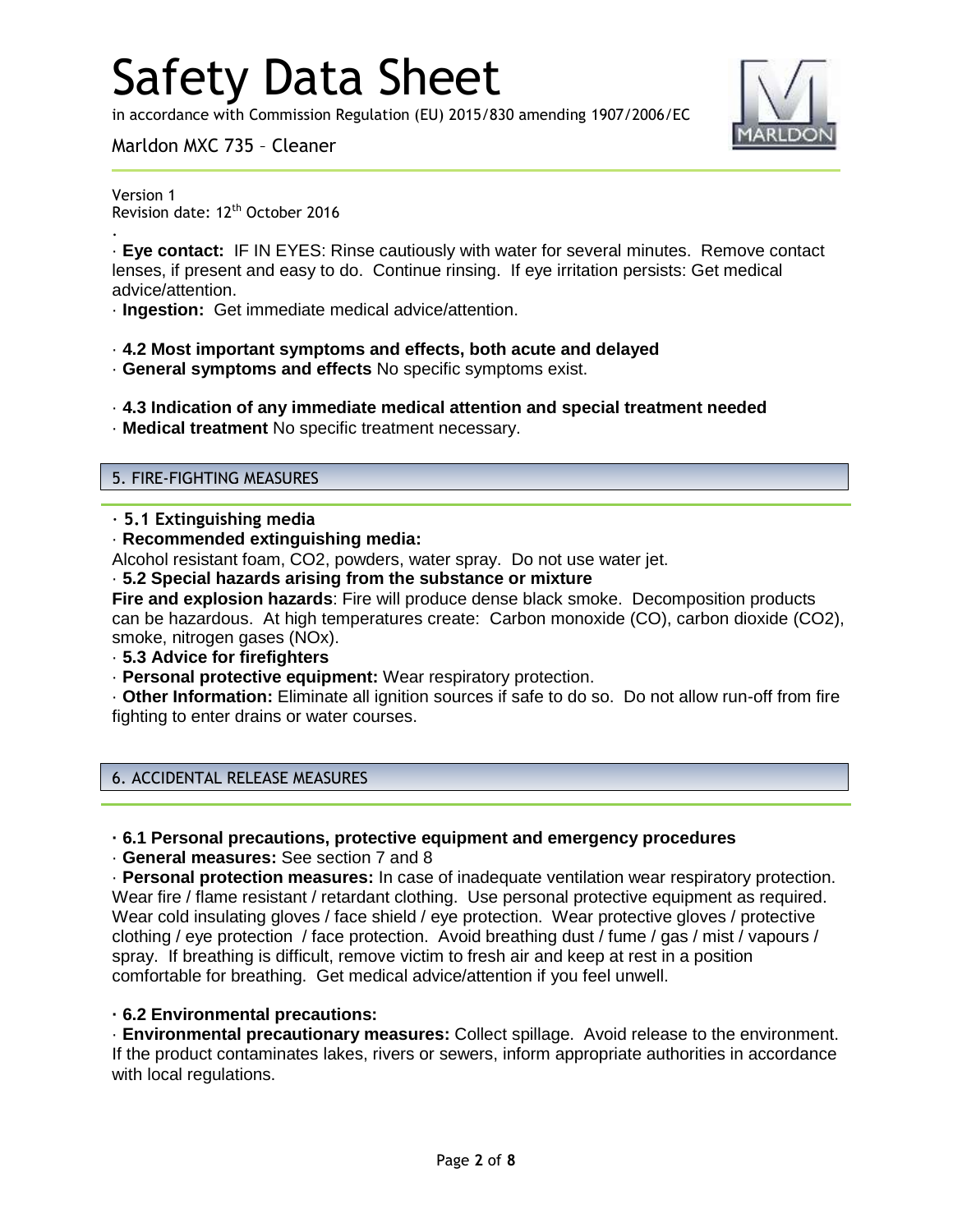·
· **Eye contact:** IF IN EYES: Rinse cautiously with water for several minutes. Remove contact lenses, if present and easy to do. Continue rinsing. If eye irritation persists: Get medical advice/attention.
· **Ingestion:** Get immediate medical advice/attention.

· **4.2 Most important symptoms and effects, both acute and delayed**
· **General symptoms and effects** No specific symptoms exist.

· **4.3 Indication of any immediate medical attention and special treatment needed**
· **Medical treatment** No specific treatment necessary.

## 5. FIRE-FIGHTING MEASURES

· **5.1 Extinguishing media**
· **Recommended extinguishing media:**
Alcohol resistant foam, $CO_2$, powders, water spray. Do not use water jet.
· **5.2 Special hazards arising from the substance or mixture**
**Fire and explosion hazards**: Fire will produce dense black smoke. Decomposition products can be hazardous. At high temperatures create: Carbon monoxide (CO), carbon dioxide ($CO_2$), smoke, nitrogen gases ($NO_x$).
· **5.3 Advice for firefighters**
· **Personal protective equipment:** Wear respiratory protection.
· **Other Information:** Eliminate all ignition sources if safe to do so. Do not allow run-off from fire fighting to enter drains or water courses.

## 6. ACCIDENTAL RELEASE MEASURES

· **6.1 Personal precautions, protective equipment and emergency procedures**
· **General measures:** See section 7 and 8
· **Personal protection measures:** In case of inadequate ventilation wear respiratory protection. Wear fire / flame resistant / retardant clothing. Use personal protective equipment as required. Wear cold insulating gloves / face shield / eye protection. Wear protective gloves / protective clothing / eye protection / face protection. Avoid breathing dust / fume / gas / mist / vapours / spray. If breathing is difficult, remove victim to fresh air and keep at rest in a position comfortable for breathing. Get medical advice/attention if you feel unwell.

· **6.2 Environmental precautions:**
· **Environmental precautionary measures:** Collect spillage. Avoid release to the environment. If the product contaminates lakes, rivers or sewers, inform appropriate authorities in accordance with local regulations.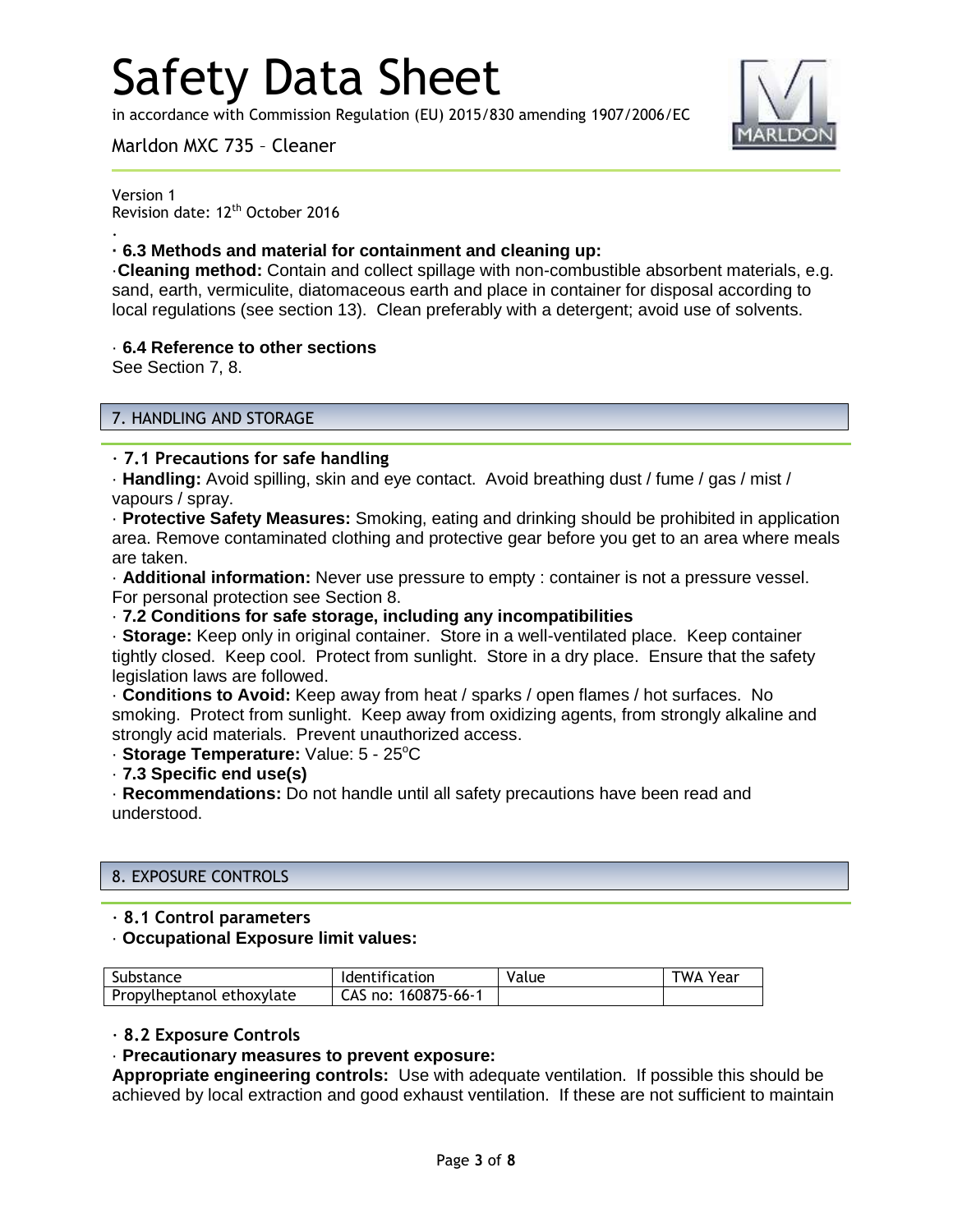·

**· 6.3 Methods and material for containment and cleaning up:**

·**Cleaning method:** Contain and collect spillage with non-combustible absorbent materials, e.g. sand, earth, vermiculite, diatomaceous earth and place in container for disposal according to local regulations (see section 13). Clean preferably with a detergent; avoid use of solvents.

· **6.4 Reference to other sections**

See Section 7, 8.

## 7. HANDLING AND STORAGE

**· 7.1 Precautions for safe handling**

· **Handling:** Avoid spilling, skin and eye contact. Avoid breathing dust / fume / gas / mist / vapours / spray.

· **Protective Safety Measures:** Smoking, eating and drinking should be prohibited in application area. Remove contaminated clothing and protective gear before you get to an area where meals are taken.

· **Additional information:** Never use pressure to empty : container is not a pressure vessel. For personal protection see Section 8.

· **7.2 Conditions for safe storage, including any incompatibilities**

· **Storage:** Keep only in original container. Store in a well-ventilated place. Keep container tightly closed. Keep cool. Protect from sunlight. Store in a dry place. Ensure that the safety legislation laws are followed.

· **Conditions to Avoid:** Keep away from heat / sparks / open flames / hot surfaces. No smoking. Protect from sunlight. Keep away from oxidizing agents, from strongly alkaline and strongly acid materials. Prevent unauthorized access.

· **Storage Temperature:** Value: 5 - 25°C

· **7.3 Specific end use(s)**

· **Recommendations:** Do not handle until all safety precautions have been read and understood.

## 8. EXPOSURE CONTROLS

**· 8.1 Control parameters**

· **Occupational Exposure limit values:**

| Substance | Identification | Value | TWA Year |
|---|---|---|---|
| Propylheptanol ethoxylate | CAS no: 160875-66-1 | | |

**· 8.2 Exposure Controls**

· **Precautionary measures to prevent exposure:**

**Appropriate engineering controls:** Use with adequate ventilation. If possible this should be achieved by local extraction and good exhaust ventilation. If these are not sufficient to maintain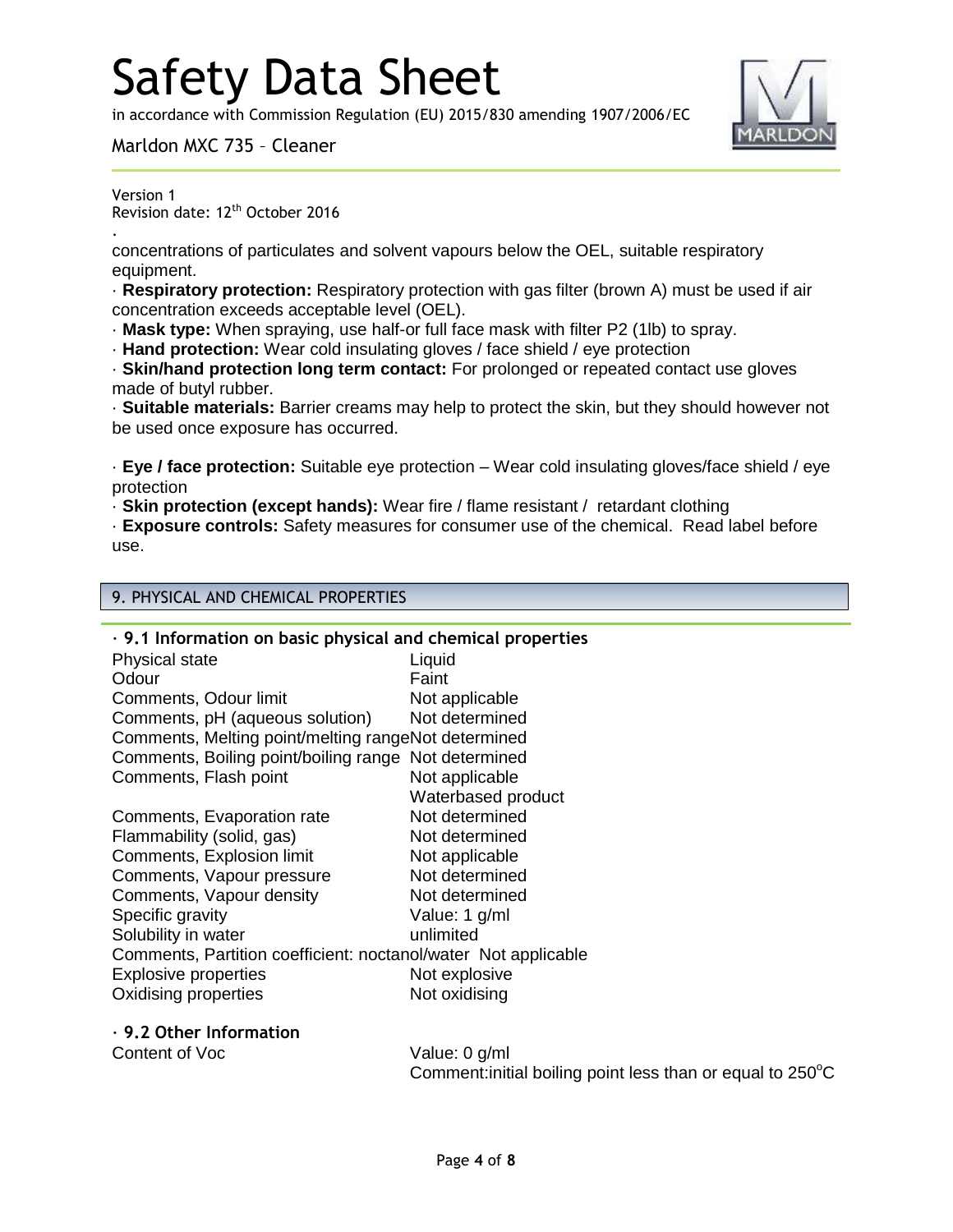·
concentrations of particulates and solvent vapours below the OEL, suitable respiratory equipment.

· **Respiratory protection:** Respiratory protection with gas filter (brown A) must be used if air concentration exceeds acceptable level (OEL).

· **Mask type:** When spraying, use half-or full face mask with filter P2 (1lb) to spray.

· **Hand protection:** Wear cold insulating gloves / face shield / eye protection

· **Skin/hand protection long term contact:** For prolonged or repeated contact use gloves made of butyl rubber.

· **Suitable materials:** Barrier creams may help to protect the skin, but they should however not be used once exposure has occurred.

· **Eye / face protection:** Suitable eye protection – Wear cold insulating gloves/face shield / eye protection

· **Skin protection (except hands):** Wear fire / flame resistant / retardant clothing

· **Exposure controls:** Safety measures for consumer use of the chemical. Read label before use.

## 9. PHYSICAL AND CHEMICAL PROPERTIES

### · 9.1 Information on basic physical and chemical properties

| Property | Value |
|---|---|
| Physical state | Liquid |
| Odour | Faint |
| Comments, Odour limit | Not applicable |
| Comments, pH (aqueous solution) | Not determined |
| Comments, Melting point/melting range | Not determined |
| Comments, Boiling point/boiling range | Not determined |
| Comments, Flash point | Not applicable<br>Waterbased product |
| Comments, Evaporation rate | Not determined |
| Flammability (solid, gas) | Not determined |
| Comments, Explosion limit | Not applicable |
| Comments, Vapour pressure | Not determined |
| Comments, Vapour density | Not determined |
| Specific gravity | Value: 1 g/ml |
| Solubility in water | unlimited |
| Comments, Partition coefficient: noctanol/water | Not applicable |
| Explosive properties | Not explosive |
| Oxidising properties | Not oxidising |

### · 9.2 Other Information

| Property | Value |
|---|---|
| Content of Voc | Value: 0 g/ml<br>Comment:initial boiling point less than or equal to 250°C |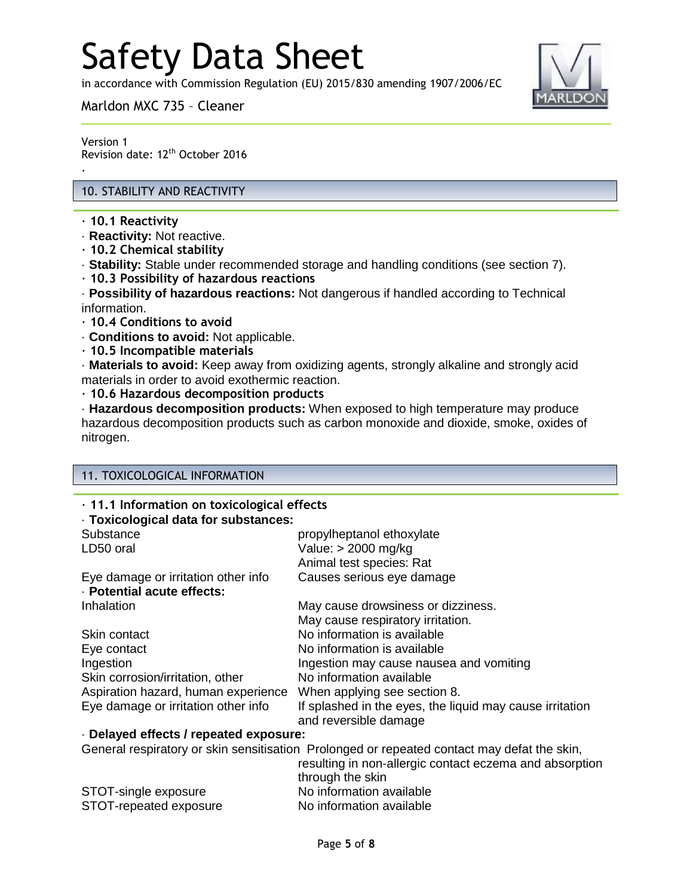## 10. STABILITY AND REACTIVITY

**· 10.1 Reactivity**

· **Reactivity:** Not reactive.

**· 10.2 Chemical stability**

· **Stability:** Stable under recommended storage and handling conditions (see section 7).

**· 10.3 Possibility of hazardous reactions**

· **Possibility of hazardous reactions:** Not dangerous if handled according to Technical information.

**· 10.4 Conditions to avoid**

· **Conditions to avoid:** Not applicable.

**· 10.5 Incompatible materials**

· **Materials to avoid:** Keep away from oxidizing agents, strongly alkaline and strongly acid materials in order to avoid exothermic reaction.

**· 10.6 Hazardous decomposition products**

· **Hazardous decomposition products:** When exposed to high temperature may produce hazardous decomposition products such as carbon monoxide and dioxide, smoke, oxides of nitrogen.

## 11. TOXICOLOGICAL INFORMATION

**· 11.1 Information on toxicological effects**

· **Toxicological data for substances:**

| | |
|---|---|
| Substance | propylheptanol ethoxylate |
| LD50 oral | Value: > 2000 mg/kg<br>Animal test species: Rat |
| Eye damage or irritation other info | Causes serious eye damage |

· **Potential acute effects:**

| | |
|---|---|
| Inhalation | May cause drowsiness or dizziness.<br>May cause respiratory irritation. |
| Skin contact | No information is available |
| Eye contact | No information is available |
| Ingestion | Ingestion may cause nausea and vomiting |
| Skin corrosion/irritation, other | No information available |
| Aspiration hazard, human experience | When applying see section 8. |
| Eye damage or irritation other info | If splashed in the eyes, the liquid may cause irritation and reversible damage |

· **Delayed effects / repeated exposure:**

| | |
|---|---|
| General respiratory or skin sensitisation | Prolonged or repeated contact may defat the skin, resulting in non-allergic contact eczema and absorption through the skin |
| STOT-single exposure | No information available |
| STOT-repeated exposure | No information available |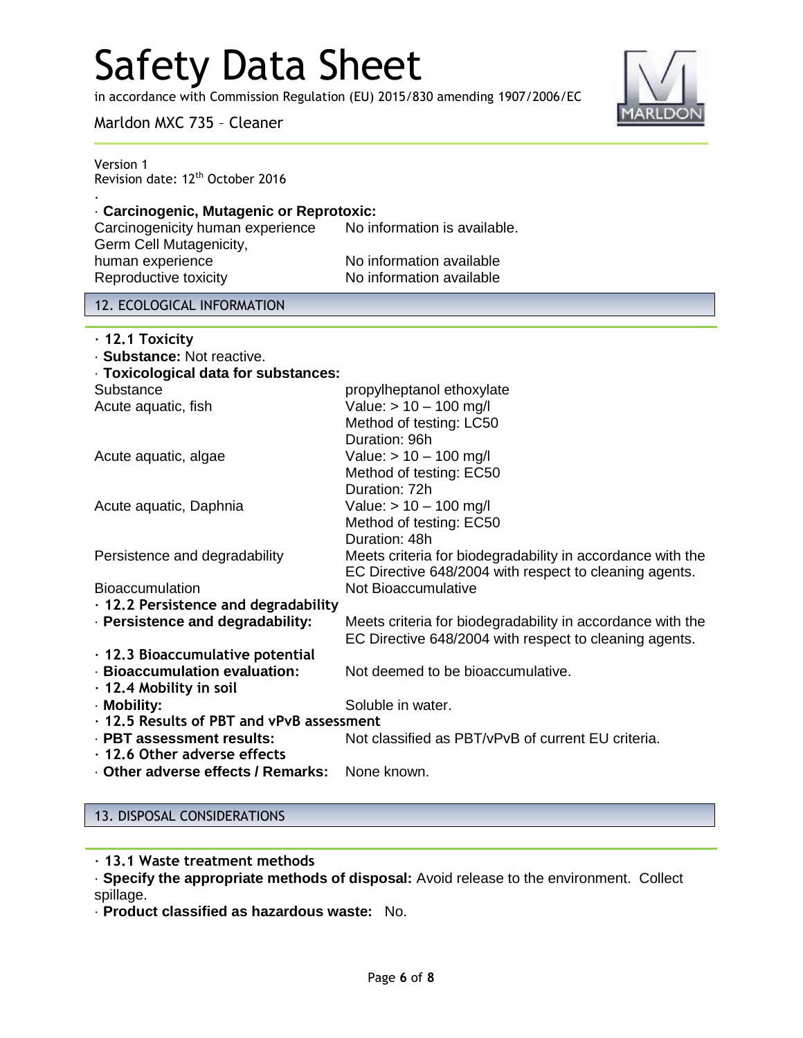·
· **Carcinogenic, Mutagenic or Reprotoxic:**

| | |
|---|---|
| Carcinogenicity human experience | No information is available. |
| Germ Cell Mutagenicity, human experience | No information available |
| Reproductive toxicity | No information available |

## 12. ECOLOGICAL INFORMATION

· **12.1 Toxicity**

· **Substance:** Not reactive.

· **Toxicological data for substances:**

| | |
|---|---|
| Substance | propylheptanol ethoxylate |
| Acute aquatic, fish | Value: > 10 – 100 mg/l<br>Method of testing: LC50<br>Duration: 96h |
| Acute aquatic, algae | Value: > 10 – 100 mg/l<br>Method of testing: EC50<br>Duration: 72h |
| Acute aquatic, Daphnia | Value: > 10 – 100 mg/l<br>Method of testing: EC50<br>Duration: 48h |
| Persistence and degradability | Meets criteria for biodegradability in accordance with the EC Directive 648/2004 with respect to cleaning agents. |
| Bioaccumulation | Not Bioaccumulative |

· **12.2 Persistence and degradability**

· **Persistence and degradability:** Meets criteria for biodegradability in accordance with the EC Directive 648/2004 with respect to cleaning agents.

· **12.3 Bioaccumulative potential**

· **Bioaccumulation evaluation:** Not deemed to be bioaccumulative.

· **12.4 Mobility in soil**

· **Mobility:** Soluble in water.

· **12.5 Results of PBT and vPvB assessment**

· **PBT assessment results:** Not classified as PBT/vPvB of current EU criteria.

· **12.6 Other adverse effects**

· **Other adverse effects / Remarks:** None known.

## 13. DISPOSAL CONSIDERATIONS

· **13.1 Waste treatment methods**

· **Specify the appropriate methods of disposal:** Avoid release to the environment. Collect spillage.

· **Product classified as hazardous waste:** No.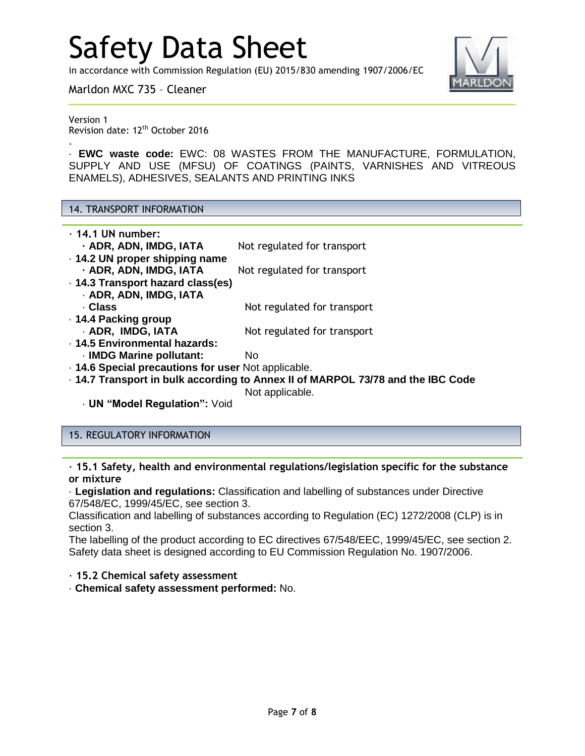· **EWC waste code:** EWC: 08 WASTES FROM THE MANUFACTURE, FORMULATION, SUPPLY AND USE (MFSU) OF COATINGS (PAINTS, VARNISHES AND VITREOUS ENAMELS), ADHESIVES, SEALANTS AND PRINTING INKS

## 14. TRANSPORT INFORMATION

· **14.1 UN number:**
  · **ADR, ADN, IMDG, IATA** Not regulated for transport
· **14.2 UN proper shipping name**
  · **ADR, ADN, IMDG, IATA** Not regulated for transport
· **14.3 Transport hazard class(es)**
  · **ADR, ADN, IMDG, IATA**
  · **Class** Not regulated for transport
· **14.4 Packing group**
  · **ADR, IMDG, IATA** Not regulated for transport
· **14.5 Environmental hazards:**
  · **IMDG Marine pollutant:** No
· **14.6 Special precautions for user** Not applicable.
· **14.7 Transport in bulk according to Annex II of MARPOL 73/78 and the IBC Code** Not applicable.
  · **UN "Model Regulation":** Void

## 15. REGULATORY INFORMATION

· **15.1 Safety, health and environmental regulations/legislation specific for the substance or mixture**

· **Legislation and regulations:** Classification and labelling of substances under Directive 67/548/EC, 1999/45/EC, see section 3.
Classification and labelling of substances according to Regulation (EC) 1272/2008 (CLP) is in section 3.
The labelling of the product according to EC directives 67/548/EEC, 1999/45/EC, see section 2.
Safety data sheet is designed according to EU Commission Regulation No. 1907/2006.

· **15.2 Chemical safety assessment**
· **Chemical safety assessment performed:** No.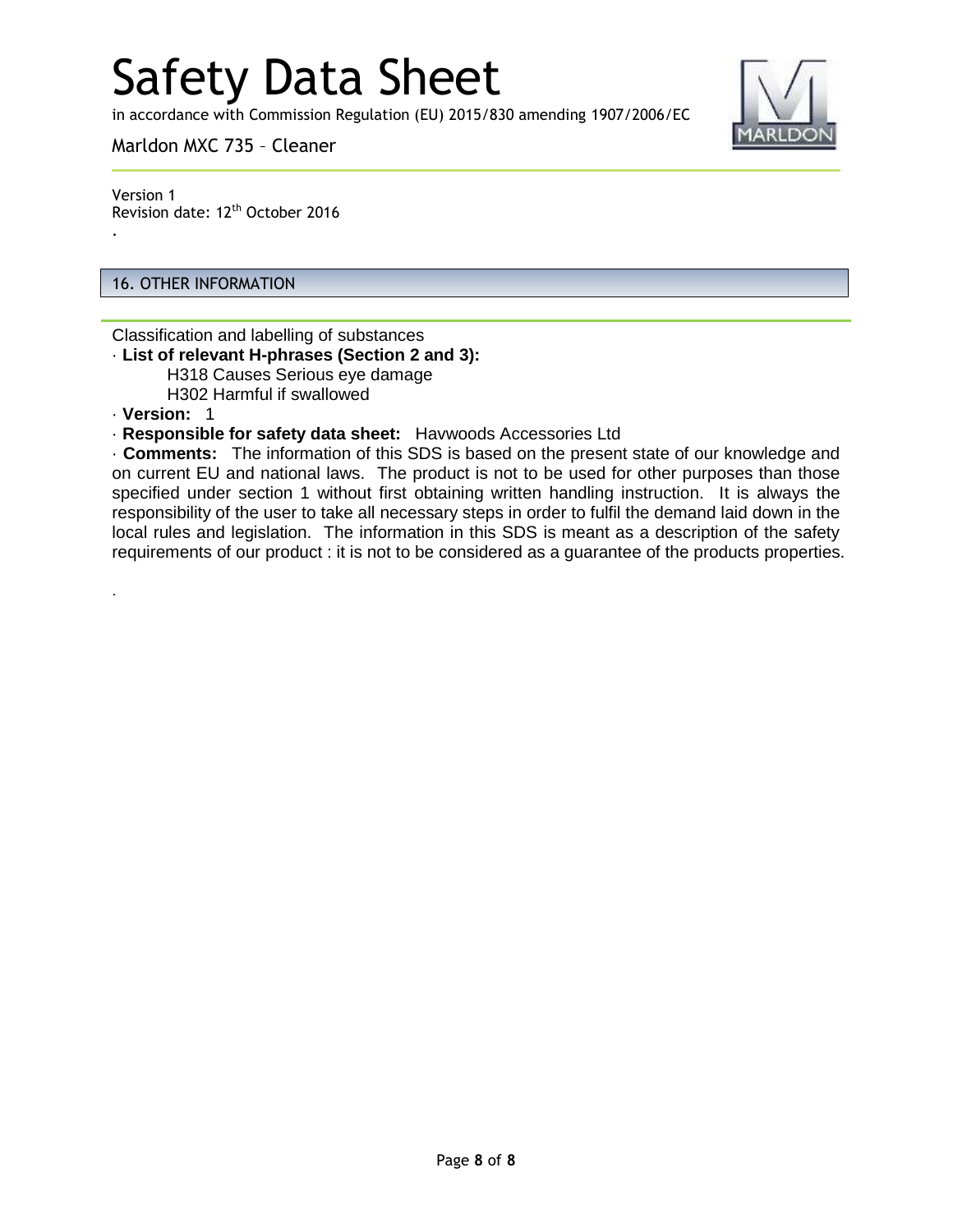Version 1
Revision date: 12th October 2016

## 16. OTHER INFORMATION

Classification and labelling of substances

· **List of relevant H-phrases (Section 2 and 3):**

H318 Causes Serious eye damage
H302 Harmful if swallowed

· **Version:** 1

· **Responsible for safety data sheet:** Havwoods Accessories Ltd

· **Comments:** The information of this SDS is based on the present state of our knowledge and on current EU and national laws. The product is not to be used for other purposes than those specified under section 1 without first obtaining written handling instruction. It is always the responsibility of the user to take all necessary steps in order to fulfil the demand laid down in the local rules and legislation. The information in this SDS is meant as a description of the safety requirements of our product : it is not to be considered as a guarantee of the products properties.